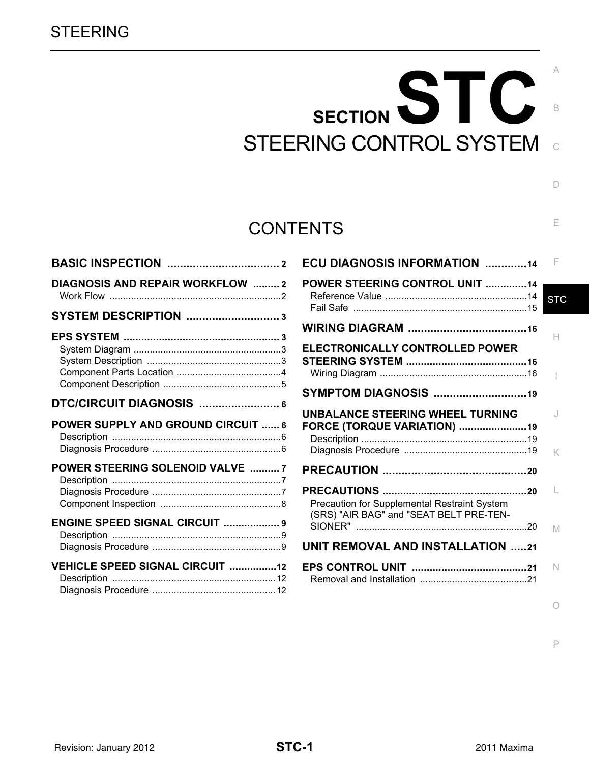STEERING

# SECTION STC

# STEERING CONTROL SYSTEM

## CONTENTS

**BASIC INSPECTION** .................................... 2

**DIAGNOSIS AND REPAIR WORKFLOW** ......... 2
- Work Flow ................................................................ 2

**SYSTEM DESCRIPTION** ............................. 3

**EPS SYSTEM** .................................................... 3
- System Diagram ....................................................... 3
- System Description .................................................. 3
- Component Parts Location ....................................... 4
- Component Description ............................................ 5

**DTC/CIRCUIT DIAGNOSIS** ......................... 6

**POWER SUPPLY AND GROUND CIRCUIT** ...... 6
- Description ............................................................... 6
- Diagnosis Procedure ................................................ 6

**POWER STEERING SOLENOID VALVE** .......... 7
- Description ............................................................... 7
- Diagnosis Procedure ................................................ 7
- Component Inspection ............................................. 8

**ENGINE SPEED SIGNAL CIRCUIT** ................... 9
- Description ............................................................... 9
- Diagnosis Procedure ................................................ 9

**VEHICLE SPEED SIGNAL CIRCUIT** ................ 12
- Description ............................................................. 12
- Diagnosis Procedure .............................................. 12

**ECU DIAGNOSIS INFORMATION** ............. 14

**POWER STEERING CONTROL UNIT** .............. 14
- Reference Value ..................................................... 14
- Fail Safe ................................................................. 15

**WIRING DIAGRAM** ..................................... 16

**ELECTRONICALLY CONTROLLED POWER STEERING SYSTEM** ........................................ 16
- Wiring Diagram ....................................................... 16

**SYMPTOM DIAGNOSIS** ............................. 19

**UNBALANCE STEERING WHEEL TURNING FORCE (TORQUE VARIATION)** ....................... 19
- Description .............................................................. 19
- Diagnosis Procedure .............................................. 19

**PRECAUTION** ............................................. 20

**PRECAUTIONS** ................................................ 20
- Precaution for Supplemental Restraint System (SRS) "AIR BAG" and "SEAT BELT PRE-TENSIONER" ................................................................ 20

**UNIT REMOVAL AND INSTALLATION** ..... 21

**EPS CONTROL UNIT** ....................................... 21
- Removal and Installation ........................................ 21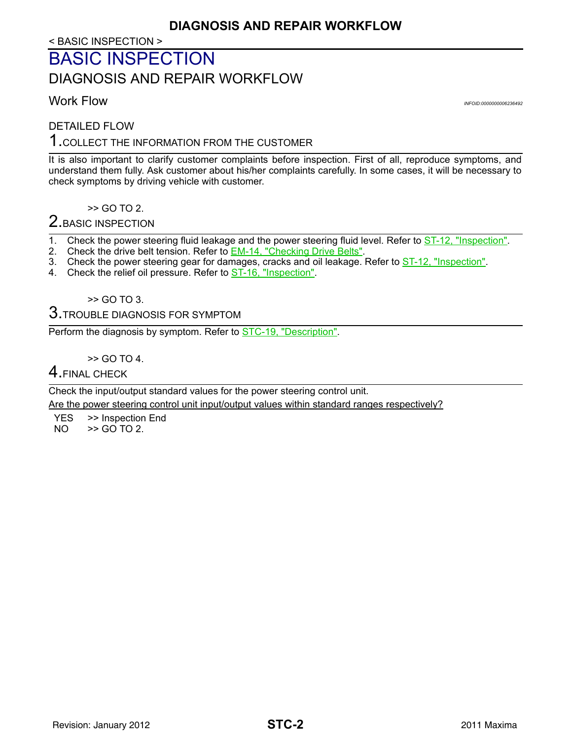< BASIC INSPECTION >

# BASIC INSPECTION

## DIAGNOSIS AND REPAIR WORKFLOW

### Work Flow

*INFOID:0000000006236492*

DETAILED FLOW

**1.** COLLECT THE INFORMATION FROM THE CUSTOMER

It is also important to clarify customer complaints before inspection. First of all, reproduce symptoms, and understand them fully. Ask customer about his/her complaints carefully. In some cases, it will be necessary to check symptoms by driving vehicle with customer.

>> GO TO 2.

**2.** BASIC INSPECTION

1. Check the power steering fluid leakage and the power steering fluid level. Refer to ST-12, "Inspection".
2. Check the drive belt tension. Refer to EM-14, "Checking Drive Belts".
3. Check the power steering gear for damages, cracks and oil leakage. Refer to ST-12, "Inspection".
4. Check the relief oil pressure. Refer to ST-16, "Inspection".

>> GO TO 3.

**3.** TROUBLE DIAGNOSIS FOR SYMPTOM

Perform the diagnosis by symptom. Refer to STC-19, "Description".

>> GO TO 4.

**4.** FINAL CHECK

Check the input/output standard values for the power steering control unit.

Are the power steering control unit input/output values within standard ranges respectively?

YES >> Inspection End
NO >> GO TO 2.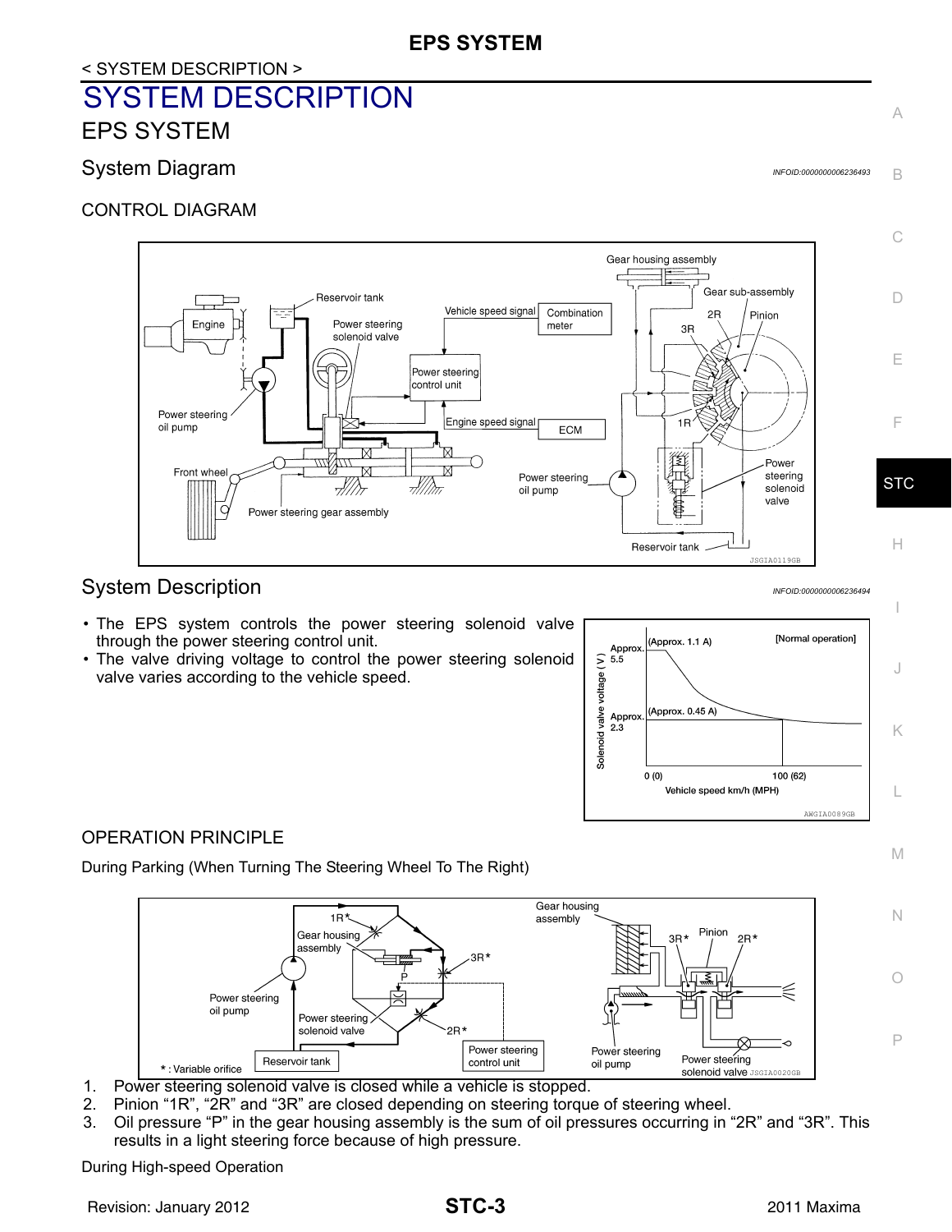# SYSTEM DESCRIPTION

## EPS SYSTEM

### System Diagram

INFOID:0000000006236493

CONTROL DIAGRAM

### System Description

INFOID:0000000006236494

- The EPS system controls the power steering solenoid valve through the power steering control unit.
- The valve driving voltage to control the power steering solenoid valve varies according to the vehicle speed.

OPERATION PRINCIPLE

During Parking (When Turning The Steering Wheel To The Right)

1. Power steering solenoid valve is closed while a vehicle is stopped.
2. Pinion "1R", "2R" and "3R" are closed depending on steering torque of steering wheel.
3. Oil pressure "P" in the gear housing assembly is the sum of oil pressures occurring in "2R" and "3R". This results in a light steering force because of high pressure.

During High-speed Operation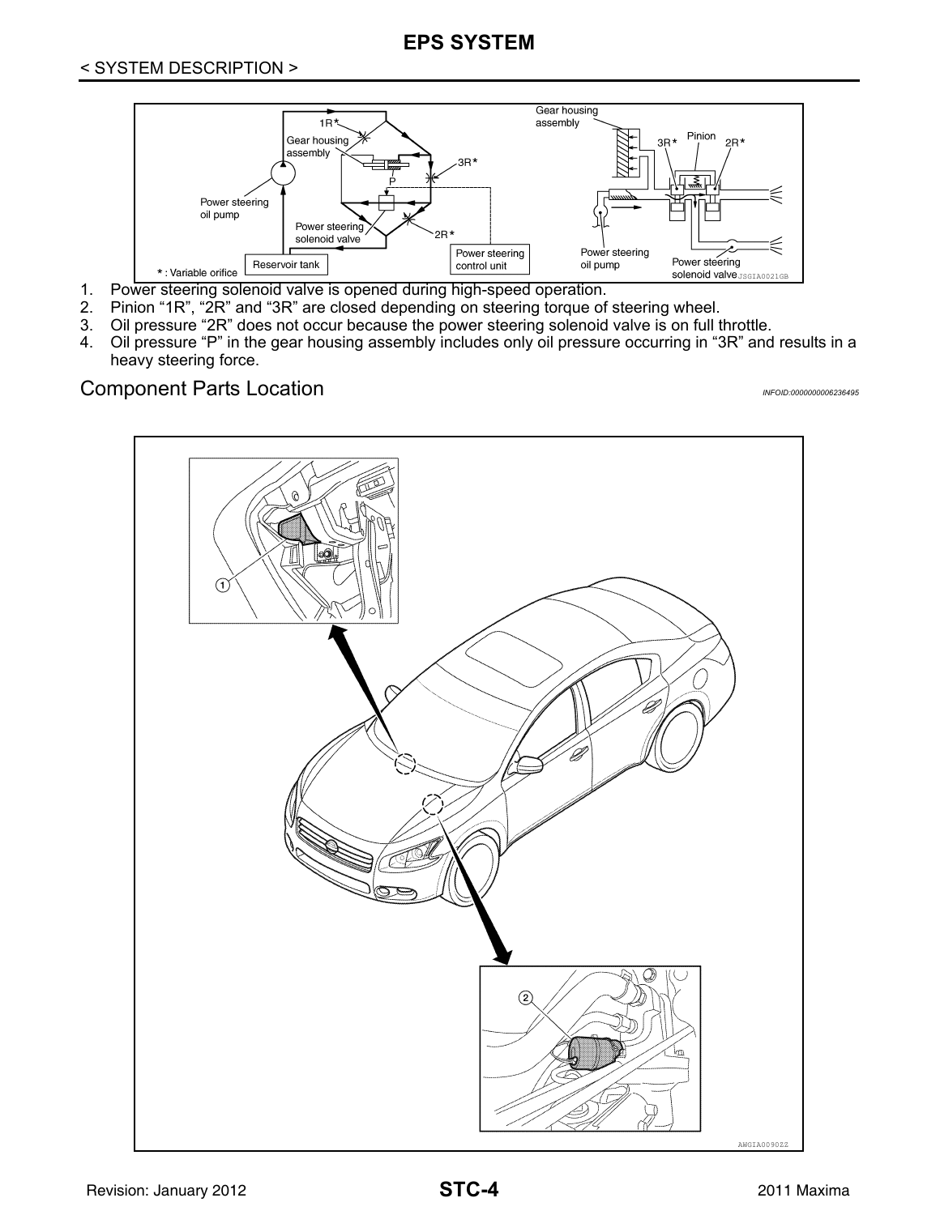1. Power steering solenoid valve is opened during high-speed operation.
2. Pinion “1R”, “2R” and “3R” are closed depending on steering torque of steering wheel.
3. Oil pressure “2R” does not occur because the power steering solenoid valve is on full throttle.
4. Oil pressure “P” in the gear housing assembly includes only oil pressure occurring in “3R” and results in a heavy steering force.

## Component Parts Location

*INFOID:0000000006236495*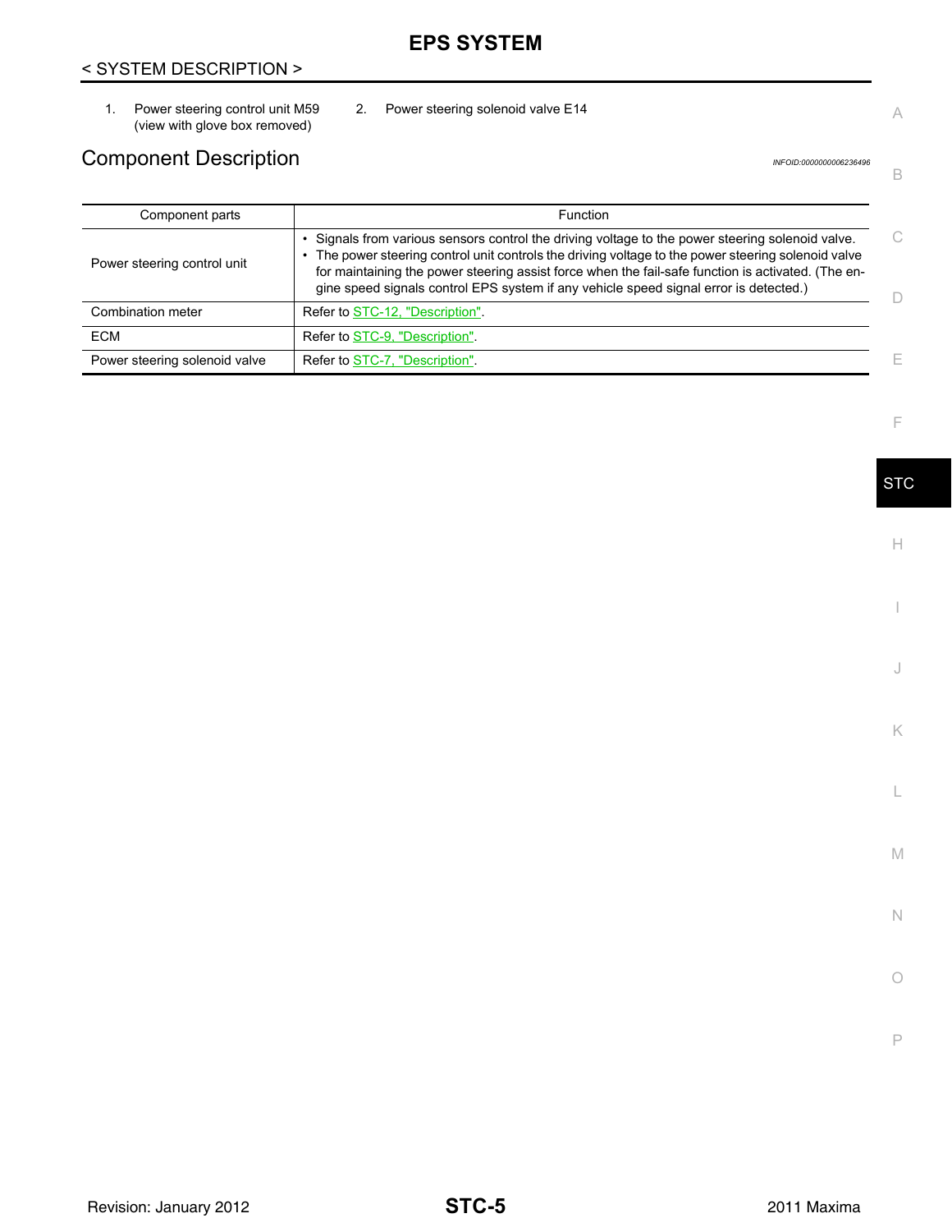1. Power steering control unit M59 (view with glove box removed)
2. Power steering solenoid valve E14

## Component Description

*INFOID:0000000006236496*

| Component parts | Function |
|---|---|
| Power steering control unit | • Signals from various sensors control the driving voltage to the power steering solenoid valve.<br>• The power steering control unit controls the driving voltage to the power steering solenoid valve for maintaining the power steering assist force when the fail-safe function is activated. (The engine speed signals control EPS system if any vehicle speed signal error is detected.) |
| Combination meter | Refer to STC-12, "Description". |
| ECM | Refer to STC-9, "Description". |
| Power steering solenoid valve | Refer to STC-7, "Description". |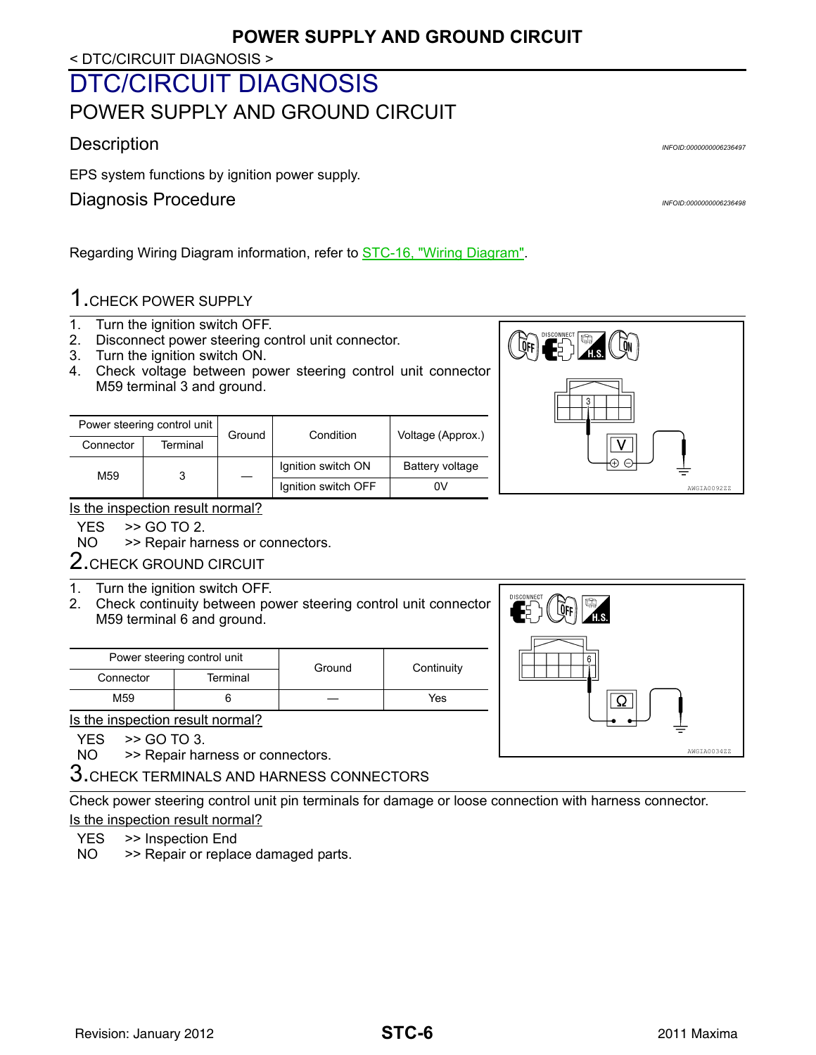# DTC/CIRCUIT DIAGNOSIS

## POWER SUPPLY AND GROUND CIRCUIT

### Description

EPS system functions by ignition power supply.

### Diagnosis Procedure

Regarding Wiring Diagram information, refer to STC-16, "Wiring Diagram".

#### 1.CHECK POWER SUPPLY

1. Turn the ignition switch OFF.
2. Disconnect power steering control unit connector.
3. Turn the ignition switch ON.
4. Check voltage between power steering control unit connector M59 terminal 3 and ground.

| Power steering control unit | | Ground | Condition | Voltage (Approx.) |
|---|---|---|---|---|
| Connector | Terminal | | | |
| M59 | 3 | — | Ignition switch ON | Battery voltage |
| | | | Ignition switch OFF | 0V |

Is the inspection result normal?

YES >> GO TO 2.
NO >> Repair harness or connectors.

#### 2.CHECK GROUND CIRCUIT

1. Turn the ignition switch OFF.
2. Check continuity between power steering control unit connector M59 terminal 6 and ground.

| Power steering control unit | | Ground | Continuity |
|---|---|---|---|
| Connector | Terminal | | |
| M59 | 6 | — | Yes |

Is the inspection result normal?

YES >> GO TO 3.
NO >> Repair harness or connectors.

#### 3.CHECK TERMINALS AND HARNESS CONNECTORS

Check power steering control unit pin terminals for damage or loose connection with harness connector.

Is the inspection result normal?

YES >> Inspection End
NO >> Repair or replace damaged parts.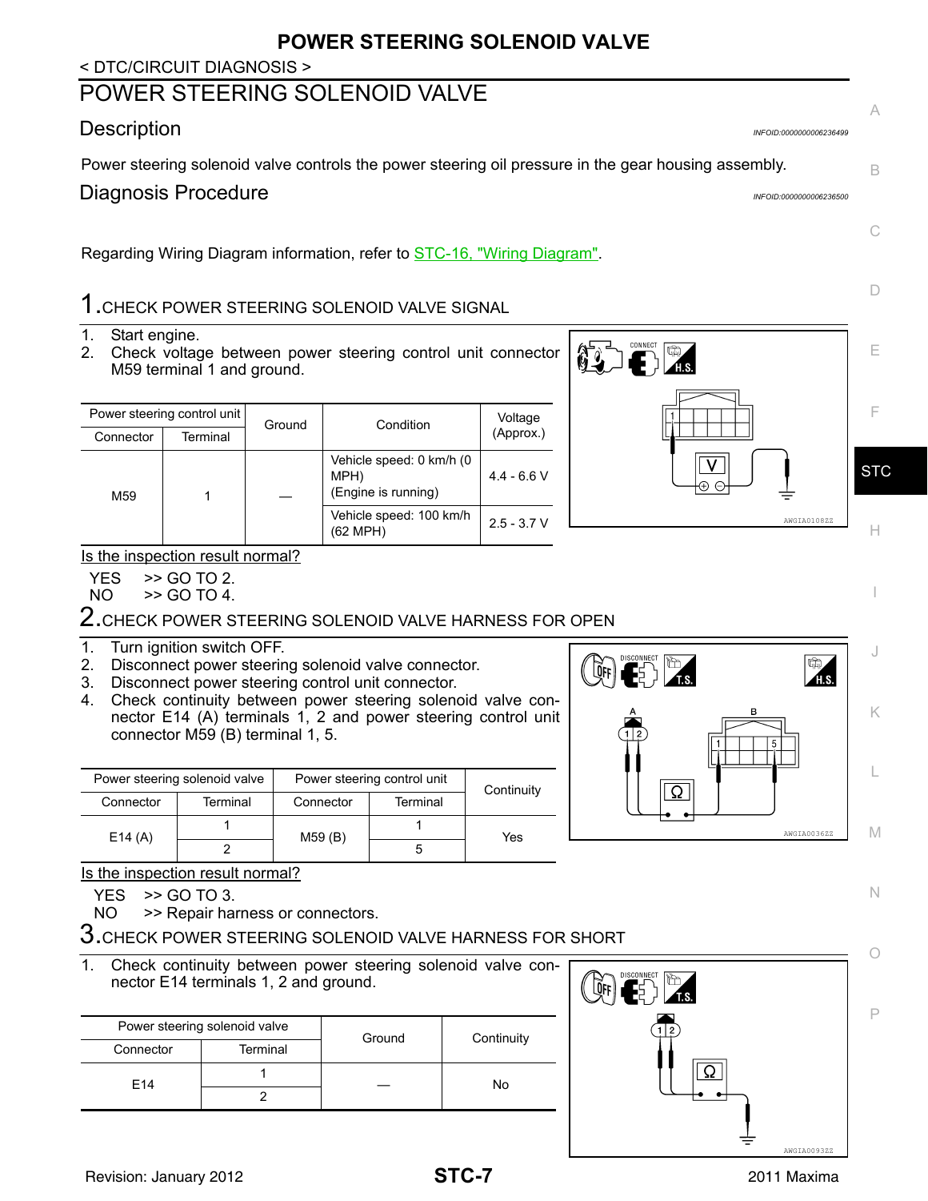# POWER STEERING SOLENOID VALVE

< DTC/CIRCUIT DIAGNOSIS >

## POWER STEERING SOLENOID VALVE

### Description

INFOID:0000000006236499

Power steering solenoid valve controls the power steering oil pressure in the gear housing assembly.

### Diagnosis Procedure

INFOID:0000000006236500

Regarding Wiring Diagram information, refer to STC-16, "Wiring Diagram".

**1.** CHECK POWER STEERING SOLENOID VALVE SIGNAL

1. Start engine.
2. Check voltage between power steering control unit connector M59 terminal 1 and ground.

| Power steering control unit | | Ground | Condition | Voltage (Approx.) |
|---|---|---|---|---|
| Connector | Terminal | | | |
| M59 | 1 | — | Vehicle speed: 0 km/h (0 MPH) (Engine is running) | 4.4 - 6.6 V |
| | | | Vehicle speed: 100 km/h (62 MPH) | 2.5 - 3.7 V |

AWGIA0108ZZ

Is the inspection result normal?

YES >> GO TO 2.
NO >> GO TO 4.

**2.** CHECK POWER STEERING SOLENOID VALVE HARNESS FOR OPEN

1. Turn ignition switch OFF.
2. Disconnect power steering solenoid valve connector.
3. Disconnect power steering control unit connector.
4. Check continuity between power steering solenoid valve connector E14 (A) terminals 1, 2 and power steering control unit connector M59 (B) terminal 1, 5.

| Power steering solenoid valve | | Power steering control unit | | Continuity |
|---|---|---|---|---|
| Connector | Terminal | Connector | Terminal | |
| E14 (A) | 1 | M59 (B) | 1 | Yes |
| | 2 | | 5 | |

AWGIA0036ZZ

Is the inspection result normal?

YES >> GO TO 3.
NO >> Repair harness or connectors.

**3.** CHECK POWER STEERING SOLENOID VALVE HARNESS FOR SHORT

1. Check continuity between power steering solenoid valve connector E14 terminals 1, 2 and ground.

| Power steering solenoid valve | | Ground | Continuity |
|---|---|---|---|
| Connector | Terminal | | |
| E14 | 1 | — | No |
| | 2 | | |

AWGIA0093ZZ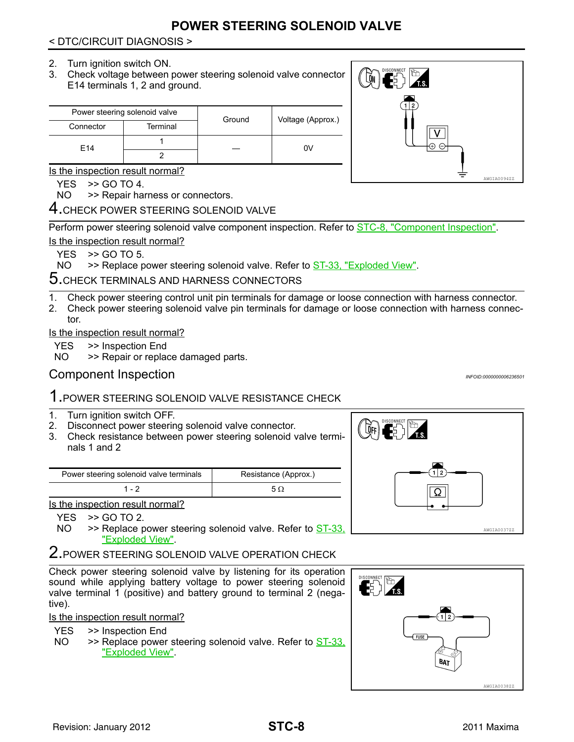# POWER STEERING SOLENOID VALVE

< DTC/CIRCUIT DIAGNOSIS >

2. Turn ignition switch ON.
3. Check voltage between power steering solenoid valve connector E14 terminals 1, 2 and ground.

| Power steering solenoid valve | | Ground | Voltage (Approx.) |
|---|---|---|---|
| Connector | Terminal | | |
| E14 | 1 | — | 0V |
| | 2 | | |

AWGIA0094ZZ

Is the inspection result normal?

YES >> GO TO 4.
NO >> Repair harness or connectors.

## 4. CHECK POWER STEERING SOLENOID VALVE

Perform power steering solenoid valve component inspection. Refer to STC-8, "Component Inspection".

Is the inspection result normal?

YES >> GO TO 5.
NO >> Replace power steering solenoid valve. Refer to ST-33, "Exploded View".

## 5. CHECK TERMINALS AND HARNESS CONNECTORS

1. Check power steering control unit pin terminals for damage or loose connection with harness connector.
2. Check power steering solenoid valve pin terminals for damage or loose connection with harness connector.

Is the inspection result normal?

YES >> Inspection End
NO >> Repair or replace damaged parts.

## Component Inspection

INFOID:0000000006236501

## 1. POWER STEERING SOLENOID VALVE RESISTANCE CHECK

1. Turn ignition switch OFF.
2. Disconnect power steering solenoid valve connector.
3. Check resistance between power steering solenoid valve terminals 1 and 2

| Power steering solenoid valve terminals | Resistance (Approx.) |
|---|---|
| 1 - 2 | 5 Ω |

AWGIA0037ZZ

Is the inspection result normal?

YES >> GO TO 2.
NO >> Replace power steering solenoid valve. Refer to ST-33, "Exploded View".

## 2. POWER STEERING SOLENOID VALVE OPERATION CHECK

Check power steering solenoid valve by listening for its operation sound while applying battery voltage to power steering solenoid valve terminal 1 (positive) and battery ground to terminal 2 (negative).

AWGIA0038ZZ

Is the inspection result normal?

YES >> Inspection End
NO >> Replace power steering solenoid valve. Refer to ST-33, "Exploded View".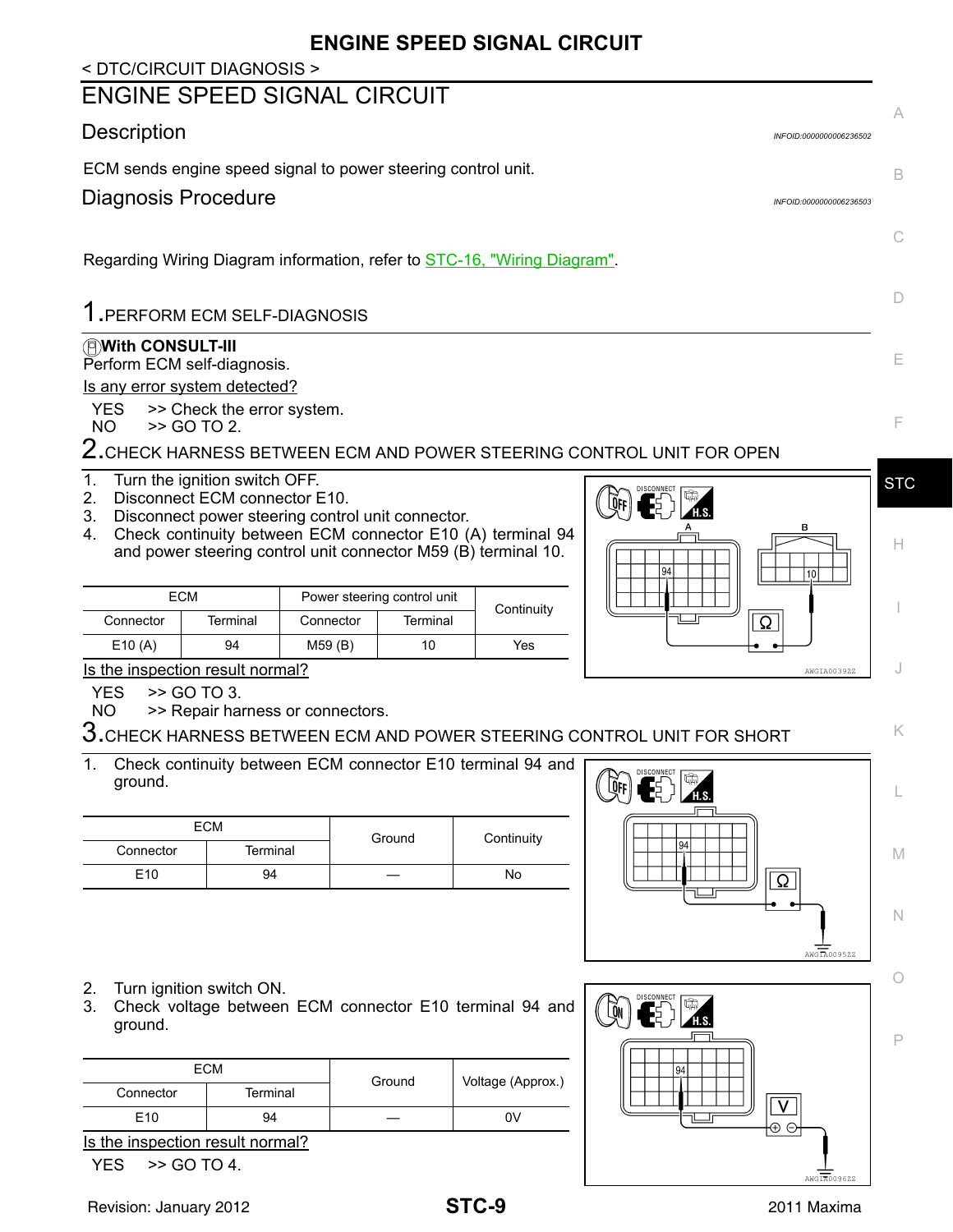< DTC/CIRCUIT DIAGNOSIS >

# ENGINE SPEED SIGNAL CIRCUIT

## Description

INFOID:0000000006236502

ECM sends engine speed signal to power steering control unit.

## Diagnosis Procedure

INFOID:0000000006236503

Regarding Wiring Diagram information, refer to STC-16, "Wiring Diagram".

### 1.PERFORM ECM SELF-DIAGNOSIS

**With CONSULT-III**

Perform ECM self-diagnosis.

Is any error system detected?

YES >> Check the error system.

NO >> GO TO 2.

### 2.CHECK HARNESS BETWEEN ECM AND POWER STEERING CONTROL UNIT FOR OPEN

1. Turn the ignition switch OFF.
2. Disconnect ECM connector E10.
3. Disconnect power steering control unit connector.
4. Check continuity between ECM connector E10 (A) terminal 94 and power steering control unit connector M59 (B) terminal 10.

| ECM | | Power steering control unit | | Continuity |
|---|---|---|---|---|
| Connector | Terminal | Connector | Terminal | |
| E10 (A) | 94 | M59 (B) | 10 | Yes |

AWGIA0392ZZ

Is the inspection result normal?

YES >> GO TO 3.

NO >> Repair harness or connectors.

### 3.CHECK HARNESS BETWEEN ECM AND POWER STEERING CONTROL UNIT FOR SHORT

1. Check continuity between ECM connector E10 terminal 94 and ground.

| ECM | | Ground | Continuity |
|---|---|---|---|
| Connector | Terminal | | |
| E10 | 94 | — | No |

AWGIA0095ZZ

2. Turn ignition switch ON.
3. Check voltage between ECM connector E10 terminal 94 and ground.

| ECM | | Ground | Voltage (Approx.) |
|---|---|---|---|
| Connector | Terminal | | |
| E10 | 94 | — | 0V |

AWGIA0096ZZ

Is the inspection result normal?

YES >> GO TO 4.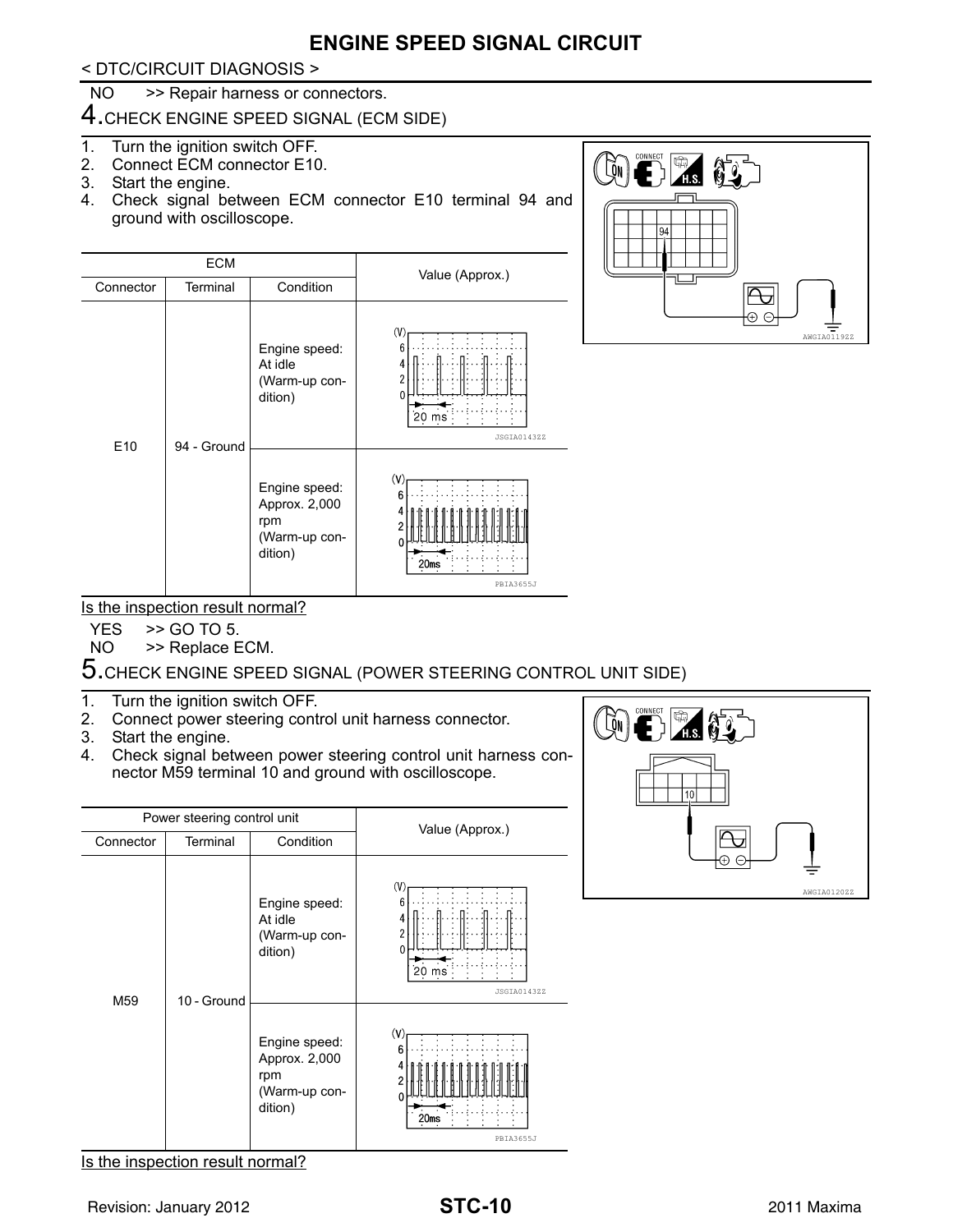NO >> Repair harness or connectors.

## 4.CHECK ENGINE SPEED SIGNAL (ECM SIDE)

1. Turn the ignition switch OFF.
2. Connect ECM connector E10.
3. Start the engine.
4. Check signal between ECM connector E10 terminal 94 and ground with oscilloscope.

| ECM | | | Value (Approx.) |
|---|---|---|---|
| Connector | Terminal | Condition | |
| E10 | 94 - Ground | Engine speed: At idle (Warm-up condition) | JSGIA0143ZZ |
| | | Engine speed: Approx. 2,000 rpm (Warm-up condition) | PBIA3655J |

Is the inspection result normal?

YES >> GO TO 5.
NO >> Replace ECM.

## 5.CHECK ENGINE SPEED SIGNAL (POWER STEERING CONTROL UNIT SIDE)

1. Turn the ignition switch OFF.
2. Connect power steering control unit harness connector.
3. Start the engine.
4. Check signal between power steering control unit harness connector M59 terminal 10 and ground with oscilloscope.

| Power steering control unit | | | Value (Approx.) |
|---|---|---|---|
| Connector | Terminal | Condition | |
| M59 | 10 - Ground | Engine speed: At idle (Warm-up condition) | JSGIA0143ZZ |
| | | Engine speed: Approx. 2,000 rpm (Warm-up condition) | PBIA3655J |

Is the inspection result normal?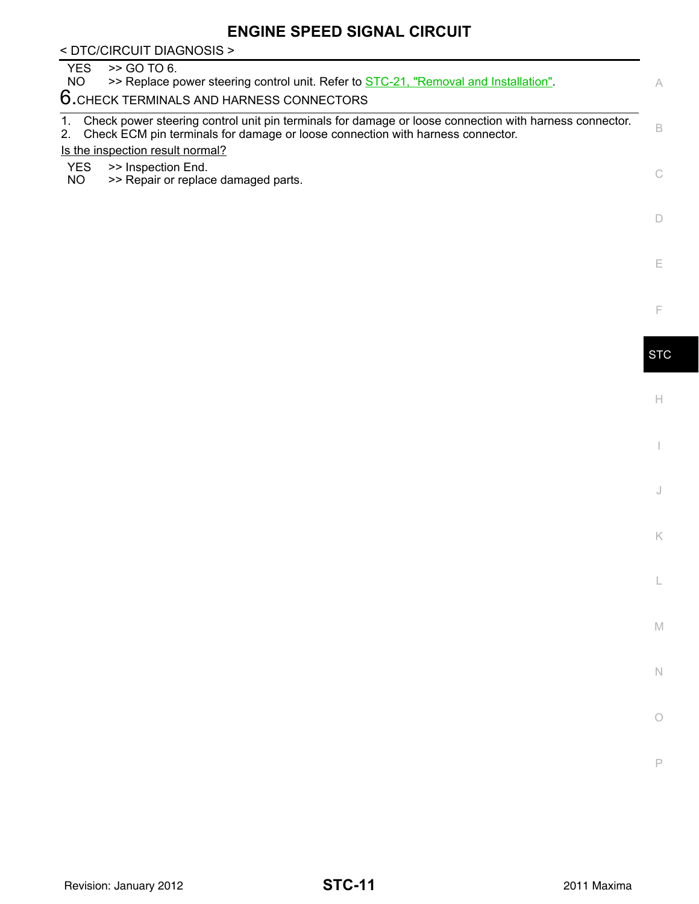YES >> GO TO 6.

NO >> Replace power steering control unit. Refer to STC-21, "Removal and Installation".

## 6.CHECK TERMINALS AND HARNESS CONNECTORS

1. Check power steering control unit pin terminals for damage or loose connection with harness connector.
2. Check ECM pin terminals for damage or loose connection with harness connector.

Is the inspection result normal?

YES >> Inspection End.

NO >> Repair or replace damaged parts.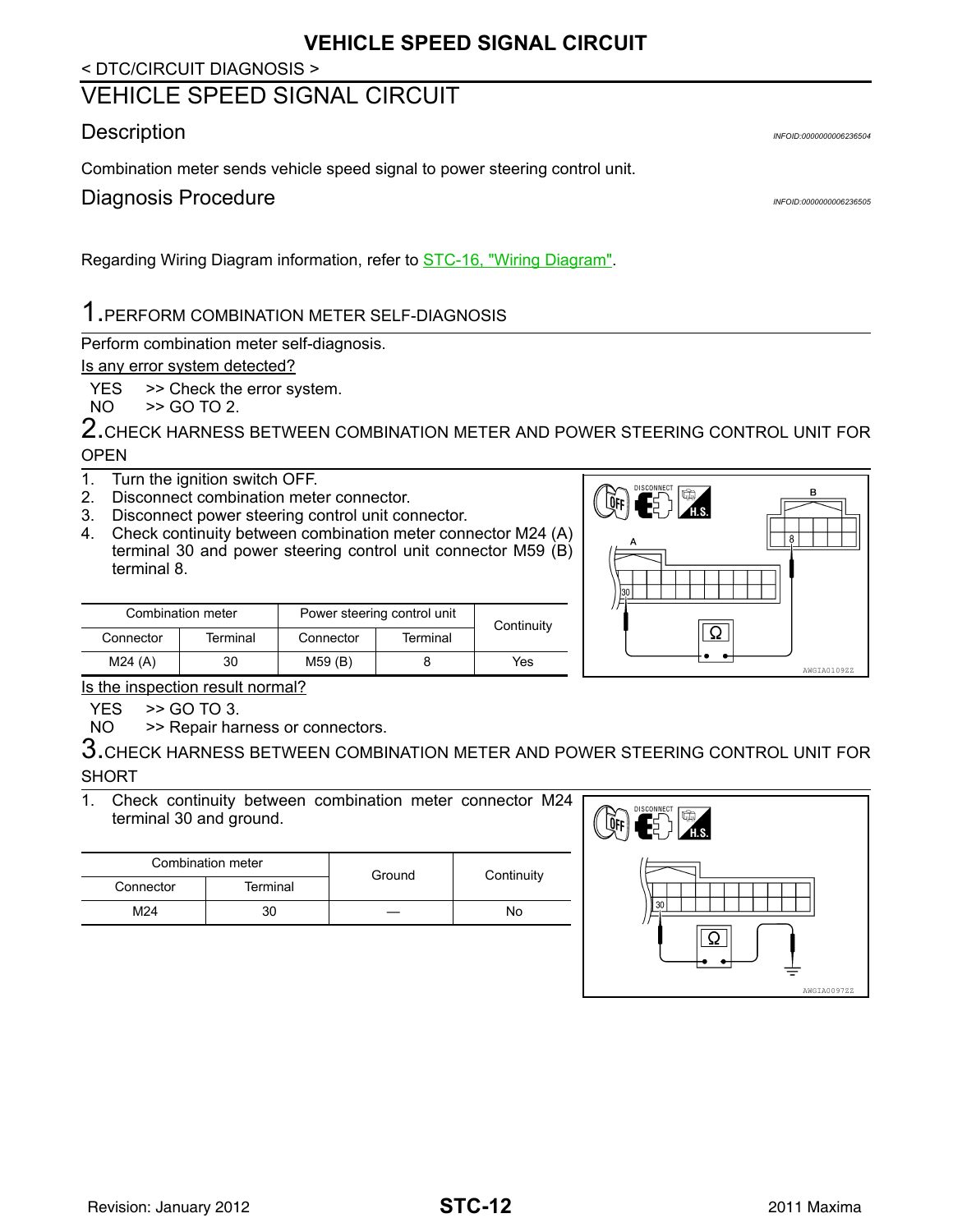< DTC/CIRCUIT DIAGNOSIS >

# VEHICLE SPEED SIGNAL CIRCUIT

## Description

INFOID:0000000006236504

Combination meter sends vehicle speed signal to power steering control unit.

## Diagnosis Procedure

INFOID:0000000006236505

Regarding Wiring Diagram information, refer to STC-16, "Wiring Diagram".

### 1.PERFORM COMBINATION METER SELF-DIAGNOSIS

Perform combination meter self-diagnosis.

Is any error system detected?

YES >> Check the error system.
NO >> GO TO 2.

### 2.CHECK HARNESS BETWEEN COMBINATION METER AND POWER STEERING CONTROL UNIT FOR OPEN

1. Turn the ignition switch OFF.
2. Disconnect combination meter connector.
3. Disconnect power steering control unit connector.
4. Check continuity between combination meter connector M24 (A) terminal 30 and power steering control unit connector M59 (B) terminal 8.

| Combination meter | | Power steering control unit | | Continuity |
|---|---|---|---|---|
| Connector | Terminal | Connector | Terminal | |
| M24 (A) | 30 | M59 (B) | 8 | Yes |

Is the inspection result normal?

YES >> GO TO 3.
NO >> Repair harness or connectors.

### 3.CHECK HARNESS BETWEEN COMBINATION METER AND POWER STEERING CONTROL UNIT FOR SHORT

1. Check continuity between combination meter connector M24 terminal 30 and ground.

| Combination meter | | Ground | Continuity |
|---|---|---|---|
| Connector | Terminal | | |
| M24 | 30 | — | No |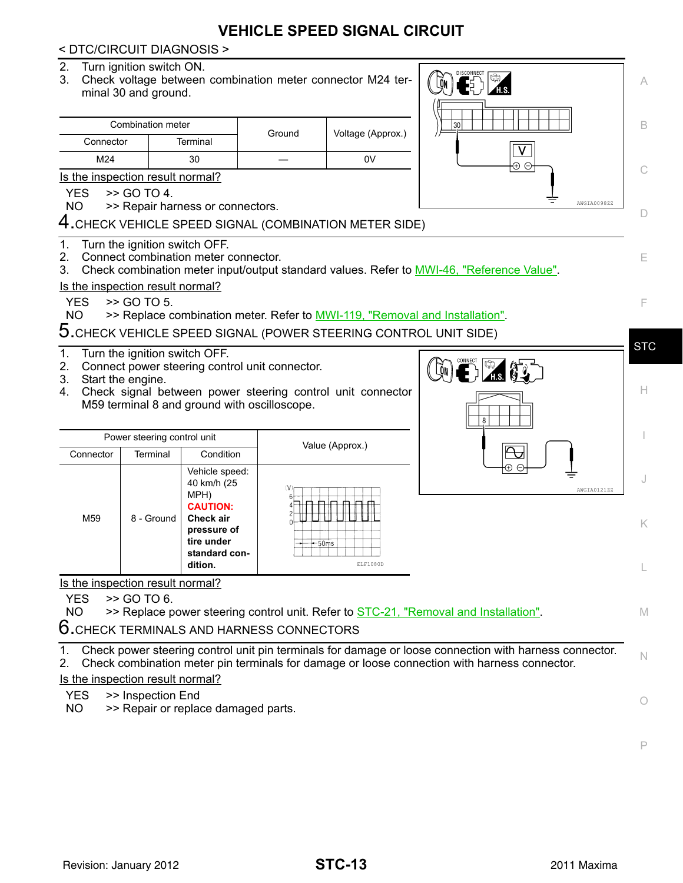# VEHICLE SPEED SIGNAL CIRCUIT

< DTC/CIRCUIT DIAGNOSIS >

2. Turn ignition switch ON.
3. Check voltage between combination meter connector M24 terminal 30 and ground.

| Combination meter | | Ground | Voltage (Approx.) |
|---|---|---|---|
| Connector | Terminal | | |
| M24 | 30 | — | 0V |

Is the inspection result normal?

YES >> GO TO 4.
NO >> Repair harness or connectors.

## 4.CHECK VEHICLE SPEED SIGNAL (COMBINATION METER SIDE)

1. Turn the ignition switch OFF.
2. Connect combination meter connector.
3. Check combination meter input/output standard values. Refer to MWI-46, "Reference Value".

Is the inspection result normal?

YES >> GO TO 5.
NO >> Replace combination meter. Refer to MWI-119, "Removal and Installation".

## 5.CHECK VEHICLE SPEED SIGNAL (POWER STEERING CONTROL UNIT SIDE)

1. Turn the ignition switch OFF.
2. Connect power steering control unit connector.
3. Start the engine.
4. Check signal between power steering control unit connector M59 terminal 8 and ground with oscilloscope.

| Power steering control unit | | | Value (Approx.) |
|---|---|---|---|
| Connector | Terminal | Condition | |
| M59 | 8 - Ground | Vehicle speed: 40 km/h (25 MPH) **CAUTION:** **Check air pressure of tire under standard condition.** | (Waveform: 0–6 V pulses, 50ms) ELF1080D |

Is the inspection result normal?

YES >> GO TO 6.
NO >> Replace power steering control unit. Refer to STC-21, "Removal and Installation".

## 6.CHECK TERMINALS AND HARNESS CONNECTORS

1. Check power steering control unit pin terminals for damage or loose connection with harness connector.
2. Check combination meter pin terminals for damage or loose connection with harness connector.

Is the inspection result normal?

YES >> Inspection End
NO >> Repair or replace damaged parts.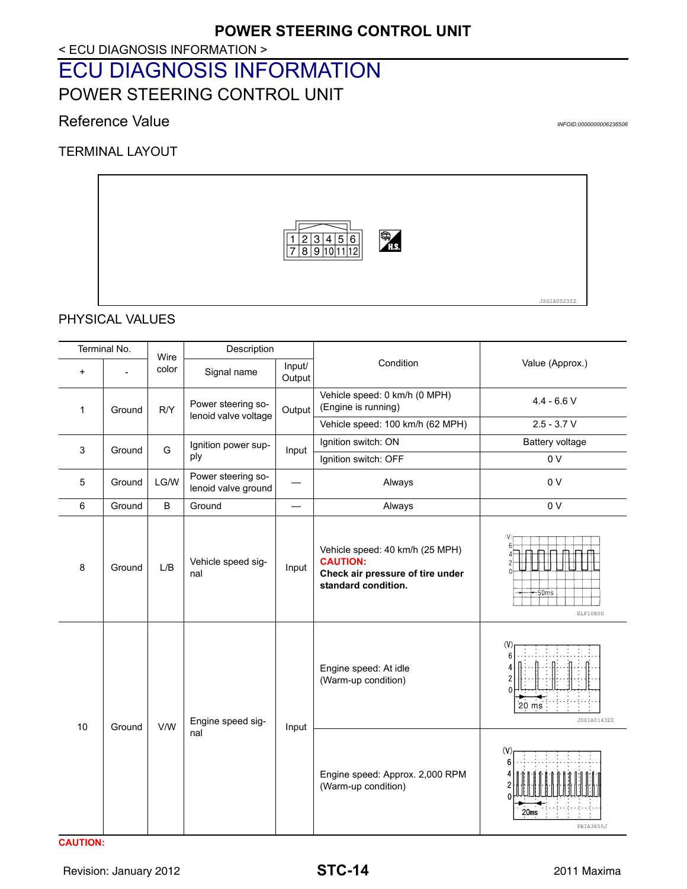# ECU DIAGNOSIS INFORMATION

## POWER STEERING CONTROL UNIT

### Reference Value

INFOID:0000000006236506

TERMINAL LAYOUT

| 1 | 2 | 3 | 4 | 5 | 6 |
|---|---|---|---|---|---|
| 7 | 8 | 9 | 10 | 11 | 12 |

H.S.

JSGIA0023ZZ

PHYSICAL VALUES

| Terminal No. | | Wire color | Description | | Condition | Value (Approx.) |
|---|---|---|---|---|---|---|
| + | - | | Signal name | Input/ Output | | |
| 1 | Ground | R/Y | Power steering solenoid valve voltage | Output | Vehicle speed: 0 km/h (0 MPH) (Engine is running) | 4.4 - 6.6 V |
| | | | | | Vehicle speed: 100 km/h (62 MPH) | 2.5 - 3.7 V |
| 3 | Ground | G | Ignition power supply | Input | Ignition switch: ON | Battery voltage |
| | | | | | Ignition switch: OFF | 0 V |
| 5 | Ground | LG/W | Power steering solenoid valve ground | — | Always | 0 V |
| 6 | Ground | B | Ground | — | Always | 0 V |
| 8 | Ground | L/B | Vehicle speed signal | Input | Vehicle speed: 40 km/h (25 MPH) **CAUTION:** **Check air pressure of tire under standard condition.** | (Waveform: 50ms) ELF1080D |
| 10 | Ground | V/W | Engine speed signal | Input | Engine speed: At idle (Warm-up condition) | (Waveform: 20 ms) JSGIA0143ZZ |
| | | | | | Engine speed: Approx. 2,000 RPM (Warm-up condition) | (Waveform: 20ms) PBIA3655J |

**CAUTION:**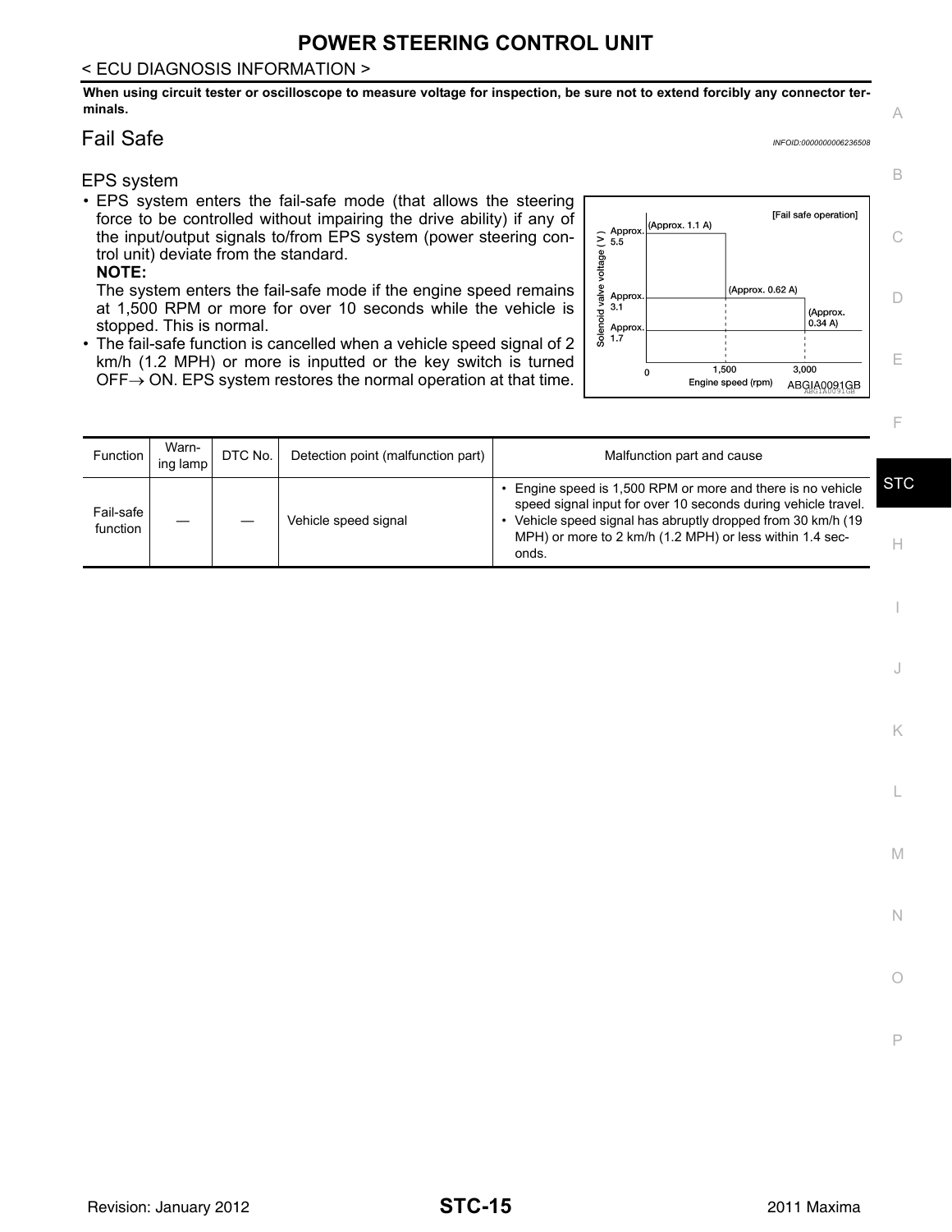# POWER STEERING CONTROL UNIT

< ECU DIAGNOSIS INFORMATION >

**When using circuit tester or oscilloscope to measure voltage for inspection, be sure not to extend forcibly any connector terminals.**

## Fail Safe

*INFOID:0000000006236508*

### EPS system

- EPS system enters the fail-safe mode (that allows the steering force to be controlled without impairing the drive ability) if any of the input/output signals to/from EPS system (power steering control unit) deviate from the standard.
  **NOTE:**
  The system enters the fail-safe mode if the engine speed remains at 1,500 RPM or more for over 10 seconds while the vehicle is stopped. This is normal.
- The fail-safe function is cancelled when a vehicle speed signal of 2 km/h (1.2 MPH) or more is inputted or the key switch is turned OFF→ ON. EPS system restores the normal operation at that time.

| Function | Warning lamp | DTC No. | Detection point (malfunction part) | Malfunction part and cause |
|---|---|---|---|---|
| Fail-safe function | — | — | Vehicle speed signal | • Engine speed is 1,500 RPM or more and there is no vehicle speed signal input for over 10 seconds during vehicle travel.<br>• Vehicle speed signal has abruptly dropped from 30 km/h (19 MPH) or more to 2 km/h (1.2 MPH) or less within 1.4 seconds. |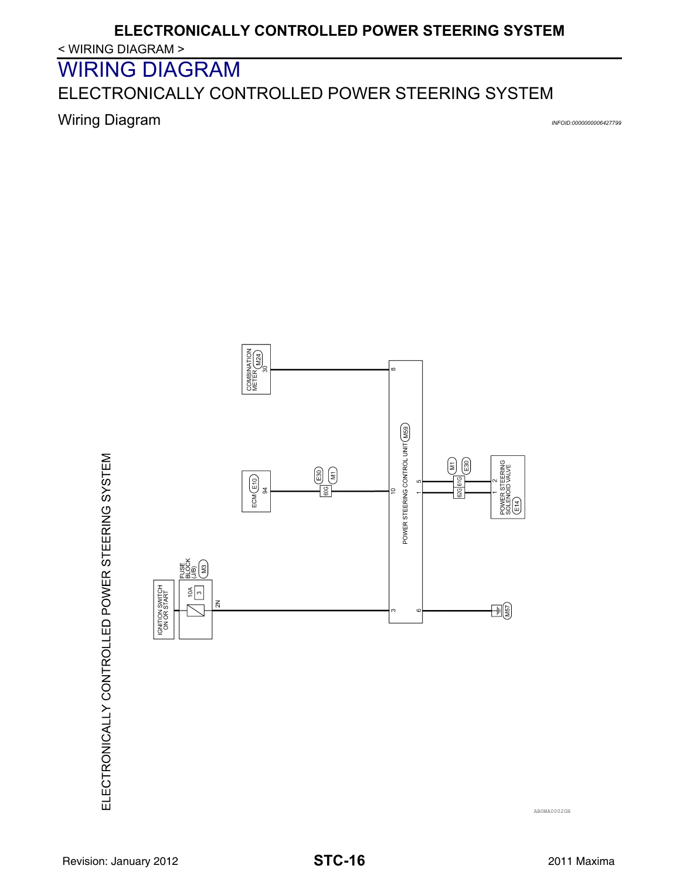## < WIRING DIAGRAM >

# WIRING DIAGRAM

## ELECTRONICALLY CONTROLLED POWER STEERING SYSTEM

### Wiring Diagram

*INFOID:0000000006427799*

ELECTRONICALLY CONTROLLED POWER STEERING SYSTEM

COMBINATION METER M24 30 — 8 POWER STEERING CONTROL UNIT M59

ECM E10 94 — E30 M1 60G — 10

POWER STEERING CONTROL UNIT 5 — M1 E30 61G — 2 POWER STEERING SOLENOID VALVE E14

POWER STEERING CONTROL UNIT 1 — 62G — 1

IGNITION SWITCH ON OR START — FUSE BLOCK (J/B) M3 10A 3 — 2N — 3

6 — M57

ABGWA0002GB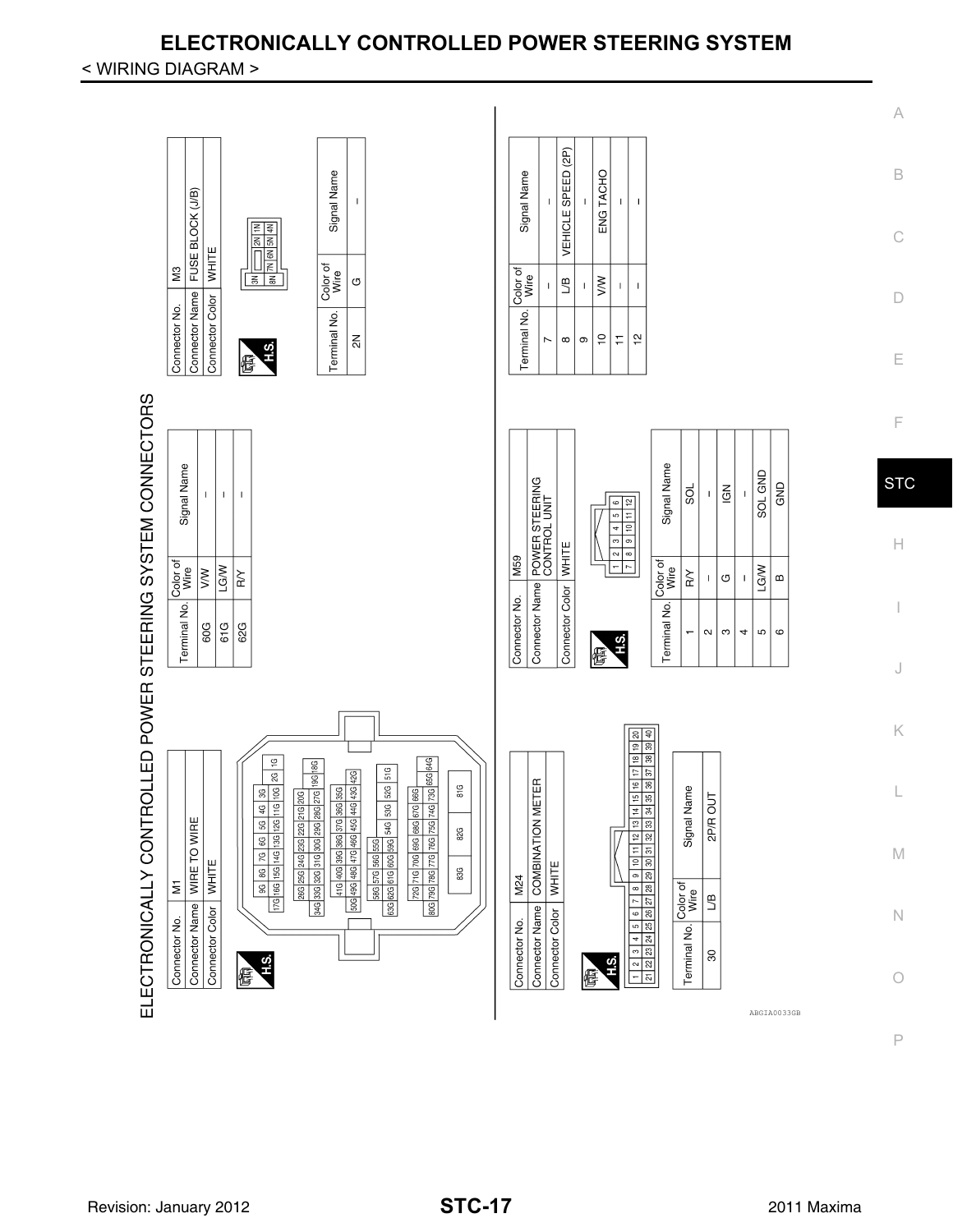# ELECTRONICALLY CONTROLLED POWER STEERING SYSTEM

< WIRING DIAGRAM >

## ELECTRONICALLY CONTROLLED POWER STEERING SYSTEM CONNECTORS

| Connector No. | M1 |
|---|---|
| Connector Name | WIRE TO WIRE |
| Connector Color | WHITE |

H.S.

| Terminal No. | Color of Wire | Signal Name |
|---|---|---|
| 60G | V/W | – |
| 61G | LG/W | – |
| 62G | R/Y | – |

| Connector No. | M3 |
|---|---|
| Connector Name | FUSE BLOCK (J/B) |
| Connector Color | WHITE |

H.S.

| Terminal No. | Color of Wire | Signal Name |
|---|---|---|
| 2N | G | – |

| Connector No. | M24 |
|---|---|
| Connector Name | COMBINATION METER |
| Connector Color | WHITE |

H.S.

| Terminal No. | Color of Wire | Signal Name |
|---|---|---|
| 30 | L/B | 2P/R OUT |

| Connector No. | M59 |
|---|---|
| Connector Name | POWER STEERING CONTROL UNIT |
| Connector Color | WHITE |

H.S.

| Terminal No. | Color of Wire | Signal Name |
|---|---|---|
| 1 | R/Y | SOL |
| 2 | – | – |
| 3 | G | IGN |
| 4 | – | – |
| 5 | LG/W | SOL GND |
| 6 | B | GND |
| 7 | – | – |
| 8 | L/B | VEHICLE SPEED (2P) |
| 9 | – | – |
| 10 | V/W | ENG TACHO |
| 11 | – | – |
| 12 | – | – |

ABGIA0033GB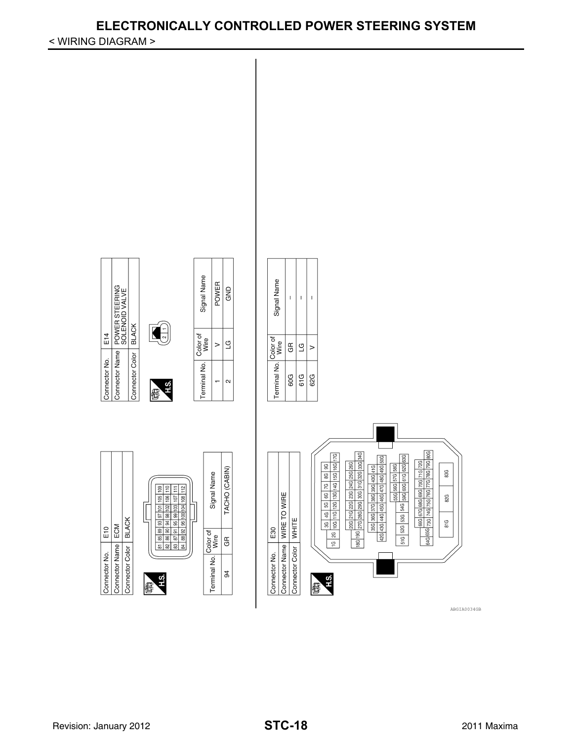## ELECTRONICALLY CONTROLLED POWER STEERING SYSTEM

< WIRING DIAGRAM >

| Connector No. | E10 |
|---|---|
| Connector Name | ECM |
| Connector Color | BLACK |

H.S.

| 81 | 85 | 89 | 93 | 97 | 101 | 105 | 109 |
|---|---|---|---|---|---|---|---|
| 82 | 86 | 90 | 94 | 98 | 102 | 106 | 110 |
| 83 | 87 | 91 | 95 | 99 | 103 | 107 | 111 |
| 84 | 88 | 92 | 96 | 100 | 104 | 108 | 112 |

| Terminal No. | Color of Wire | Signal Name |
|---|---|---|
| 94 | GR | TACHO (CABIN) |

| Connector No. | E14 |
|---|---|
| Connector Name | POWER STEERING SOLENOID VALVE |
| Connector Color | BLACK |

H.S.

| 2 | 1 |
|---|---|

| Terminal No. | Color of Wire | Signal Name |
|---|---|---|
| 1 | V | POWER |
| 2 | LG | GND |

| Connector No. | E30 |
|---|---|
| Connector Name | WIRE TO WIRE |
| Connector Color | WHITE |

H.S.

1G 2G 3G 4G 5G 6G 7G 8G 9G 10G 11G 12G 13G 14G 15G 16G 17G
18G 19G 20G 21G 22G 23G 24G 25G 26G 27G 28G 29G 30G 31G 32G 33G 34G
35G 36G 37G 38G 39G 40G 41G 42G 43G 44G 45G 46G 47G 48G 49G 50G
51G 52G 53G 54G 55G 56G 57G 58G 59G 60G 61G 62G 63G
64G 65G 66G 67G 68G 69G 70G 71G 72G 73G 74G 75G 76G 77G 78G 79G 80G
81G 82G 83G

| Terminal No. | Color of Wire | Signal Name |
|---|---|---|
| 60G | GR | – |
| 61G | LG | – |
| 62G | V | – |

ABGIA0034GB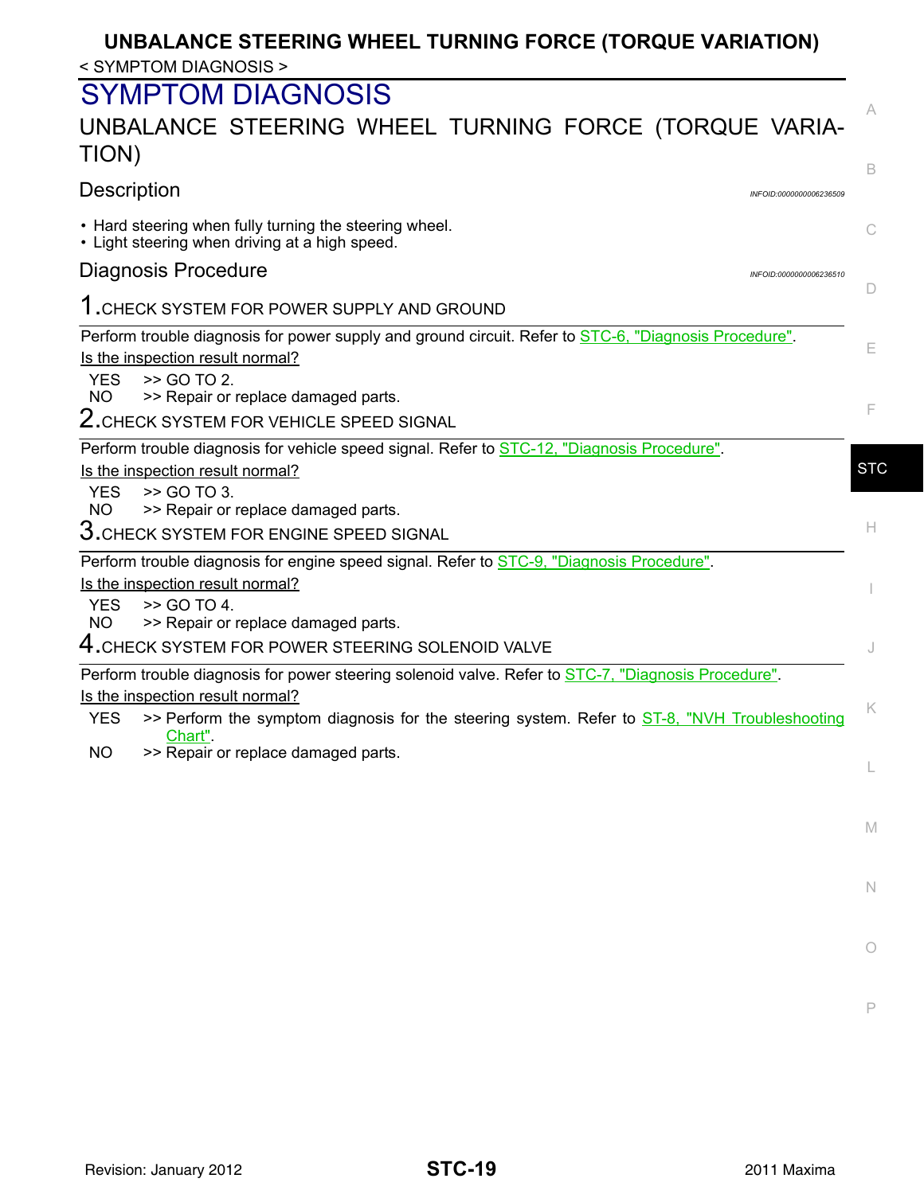# SYMPTOM DIAGNOSIS

## UNBALANCE STEERING WHEEL TURNING FORCE (TORQUE VARIATION)

### Description

INFOID:0000000006236509

- Hard steering when fully turning the steering wheel.
- Light steering when driving at a high speed.

### Diagnosis Procedure

INFOID:0000000006236510

**1.CHECK SYSTEM FOR POWER SUPPLY AND GROUND**

Perform trouble diagnosis for power supply and ground circuit. Refer to STC-6, "Diagnosis Procedure".

Is the inspection result normal?

YES >> GO TO 2.
NO >> Repair or replace damaged parts.

**2.CHECK SYSTEM FOR VEHICLE SPEED SIGNAL**

Perform trouble diagnosis for vehicle speed signal. Refer to STC-12, "Diagnosis Procedure".

Is the inspection result normal?

YES >> GO TO 3.
NO >> Repair or replace damaged parts.

**3.CHECK SYSTEM FOR ENGINE SPEED SIGNAL**

Perform trouble diagnosis for engine speed signal. Refer to STC-9, "Diagnosis Procedure".

Is the inspection result normal?

YES >> GO TO 4.
NO >> Repair or replace damaged parts.

**4.CHECK SYSTEM FOR POWER STEERING SOLENOID VALVE**

Perform trouble diagnosis for power steering solenoid valve. Refer to STC-7, "Diagnosis Procedure".

Is the inspection result normal?

YES >> Perform the symptom diagnosis for the steering system. Refer to ST-8, "NVH Troubleshooting Chart".
NO >> Repair or replace damaged parts.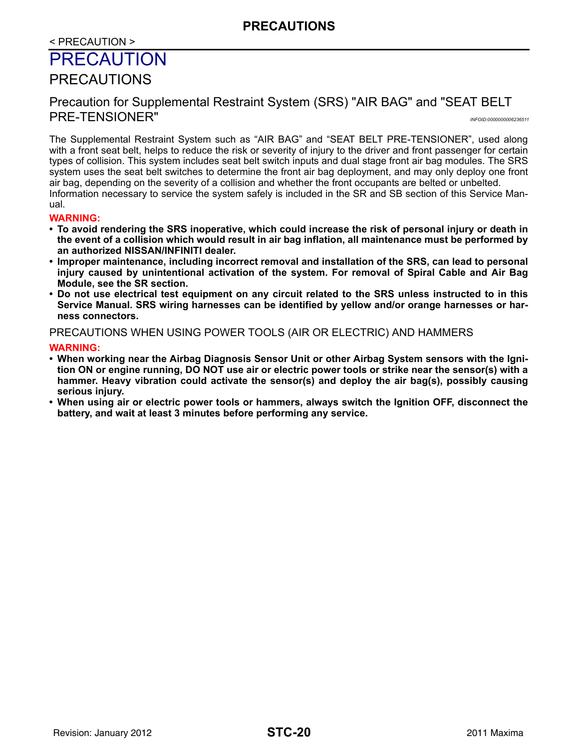< PRECAUTION >

# PRECAUTION

## PRECAUTIONS

### Precaution for Supplemental Restraint System (SRS) "AIR BAG" and "SEAT BELT PRE-TENSIONER"

*INFOID:0000000006236511*

The Supplemental Restraint System such as “AIR BAG” and “SEAT BELT PRE-TENSIONER”, used along with a front seat belt, helps to reduce the risk or severity of injury to the driver and front passenger for certain types of collision. This system includes seat belt switch inputs and dual stage front air bag modules. The SRS system uses the seat belt switches to determine the front air bag deployment, and may only deploy one front air bag, depending on the severity of a collision and whether the front occupants are belted or unbelted.
Information necessary to service the system safely is included in the SR and SB section of this Service Manual.

**WARNING:**

- **To avoid rendering the SRS inoperative, which could increase the risk of personal injury or death in the event of a collision which would result in air bag inflation, all maintenance must be performed by an authorized NISSAN/INFINITI dealer.**
- **Improper maintenance, including incorrect removal and installation of the SRS, can lead to personal injury caused by unintentional activation of the system. For removal of Spiral Cable and Air Bag Module, see the SR section.**
- **Do not use electrical test equipment on any circuit related to the SRS unless instructed to in this Service Manual. SRS wiring harnesses can be identified by yellow and/or orange harnesses or harness connectors.**

PRECAUTIONS WHEN USING POWER TOOLS (AIR OR ELECTRIC) AND HAMMERS

**WARNING:**

- **When working near the Airbag Diagnosis Sensor Unit or other Airbag System sensors with the Ignition ON or engine running, DO NOT use air or electric power tools or strike near the sensor(s) with a hammer. Heavy vibration could activate the sensor(s) and deploy the air bag(s), possibly causing serious injury.**
- **When using air or electric power tools or hammers, always switch the Ignition OFF, disconnect the battery, and wait at least 3 minutes before performing any service.**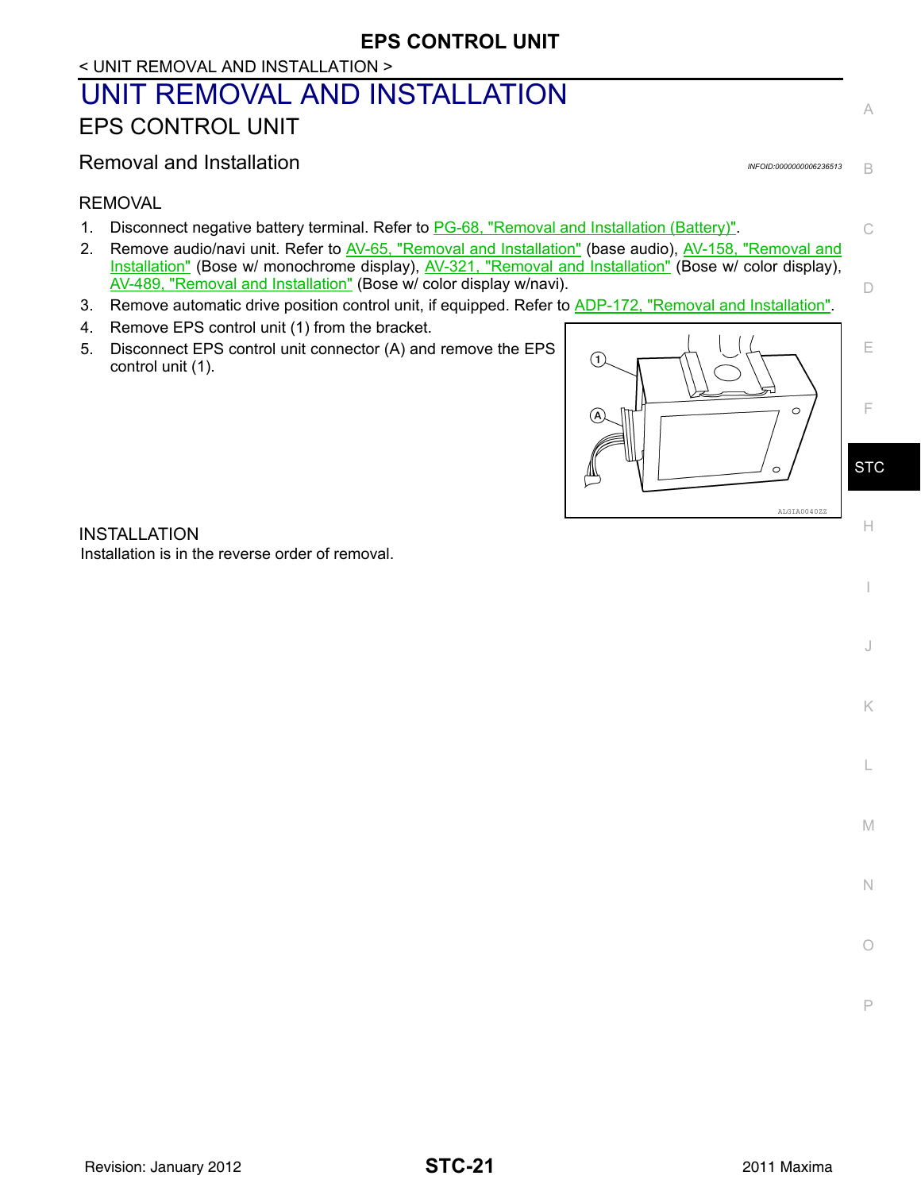# UNIT REMOVAL AND INSTALLATION

## EPS CONTROL UNIT

### Removal and Installation

INFOID:0000000006236513

REMOVAL

1. Disconnect negative battery terminal. Refer to PG-68, "Removal and Installation (Battery)".
2. Remove audio/navi unit. Refer to AV-65, "Removal and Installation" (base audio), AV-158, "Removal and Installation" (Bose w/ monochrome display), AV-321, "Removal and Installation" (Bose w/ color display), AV-489, "Removal and Installation" (Bose w/ color display w/navi).
3. Remove automatic drive position control unit, if equipped. Refer to ADP-172, "Removal and Installation".
4. Remove EPS control unit (1) from the bracket.
5. Disconnect EPS control unit connector (A) and remove the EPS control unit (1).

ALGIA0040ZZ

INSTALLATION

Installation is in the reverse order of removal.